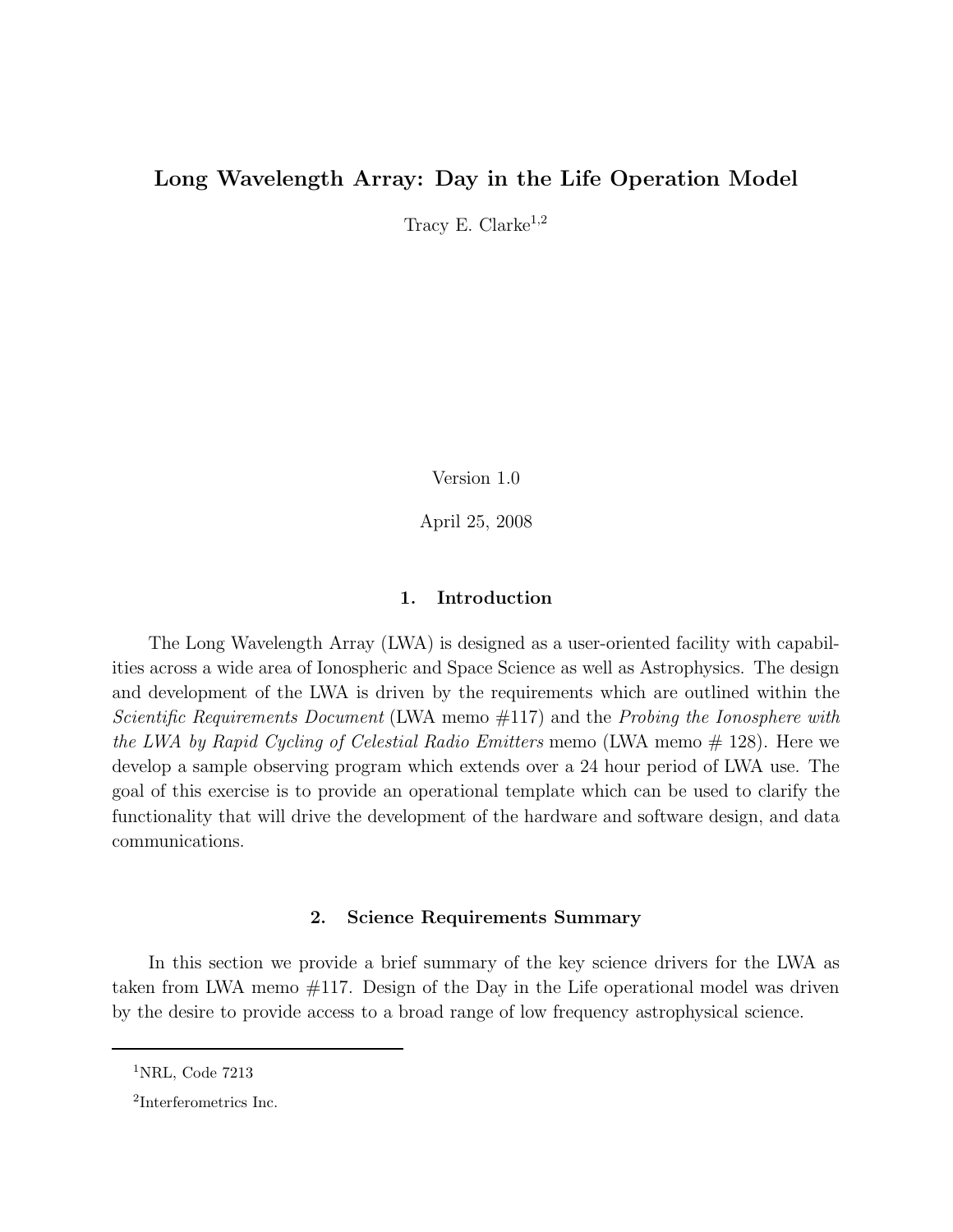# Long Wavelength Array: Day in the Life Operation Model

Tracy E. Clarke[1,2]

Version 1.0

April 25, 2008

## 1. Introduction

The Long Wavelength Array (LWA) is designed as a user-oriented facility with capabilities across a wide area of Ionospheric and Space Science as well as Astrophysics. The design and development of the LWA is driven by the requirements which are outlined within the *Scientific Requirements Document* (LWA memo #117) and the *Probing the Ionosphere with the LWA by Rapid Cycling of Celestial Radio Emitters* memo (LWA memo # 128). Here we develop a sample observing program which extends over a 24 hour period of LWA use. The goal of this exercise is to provide an operational template which can be used to clarify the functionality that will drive the development of the hardware and software design, and data communications.

## 2. Science Requirements Summary

In this section we provide a brief summary of the key science drivers for the LWA as taken from LWA memo #117. Design of the Day in the Life operational model was driven by the desire to provide access to a broad range of low frequency astrophysical science.

---

[1] NRL, Code 7213

[2] Interferometrics Inc.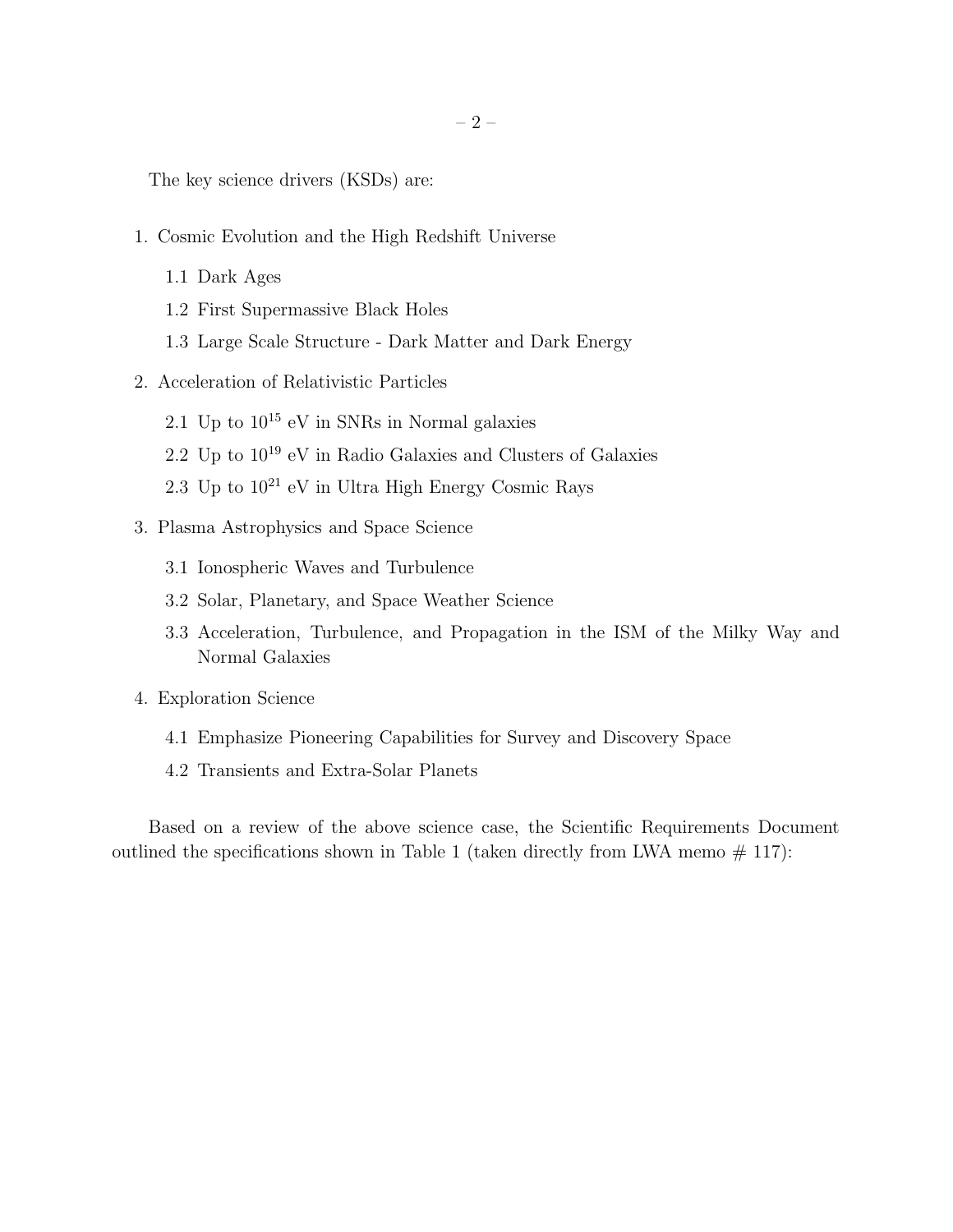The key science drivers (KSDs) are:

1. Cosmic Evolution and the High Redshift Universe
   - 1.1 Dark Ages
   - 1.2 First Supermassive Black Holes
   - 1.3 Large Scale Structure - Dark Matter and Dark Energy
2. Acceleration of Relativistic Particles
   - 2.1 Up to $10^{15}$ eV in SNRs in Normal galaxies
   - 2.2 Up to $10^{19}$ eV in Radio Galaxies and Clusters of Galaxies
   - 2.3 Up to $10^{21}$ eV in Ultra High Energy Cosmic Rays
3. Plasma Astrophysics and Space Science
   - 3.1 Ionospheric Waves and Turbulence
   - 3.2 Solar, Planetary, and Space Weather Science
   - 3.3 Acceleration, Turbulence, and Propagation in the ISM of the Milky Way and Normal Galaxies
4. Exploration Science
   - 4.1 Emphasize Pioneering Capabilities for Survey and Discovery Space
   - 4.2 Transients and Extra-Solar Planets

Based on a review of the above science case, the Scientific Requirements Document outlined the specifications shown in Table 1 (taken directly from LWA memo # 117):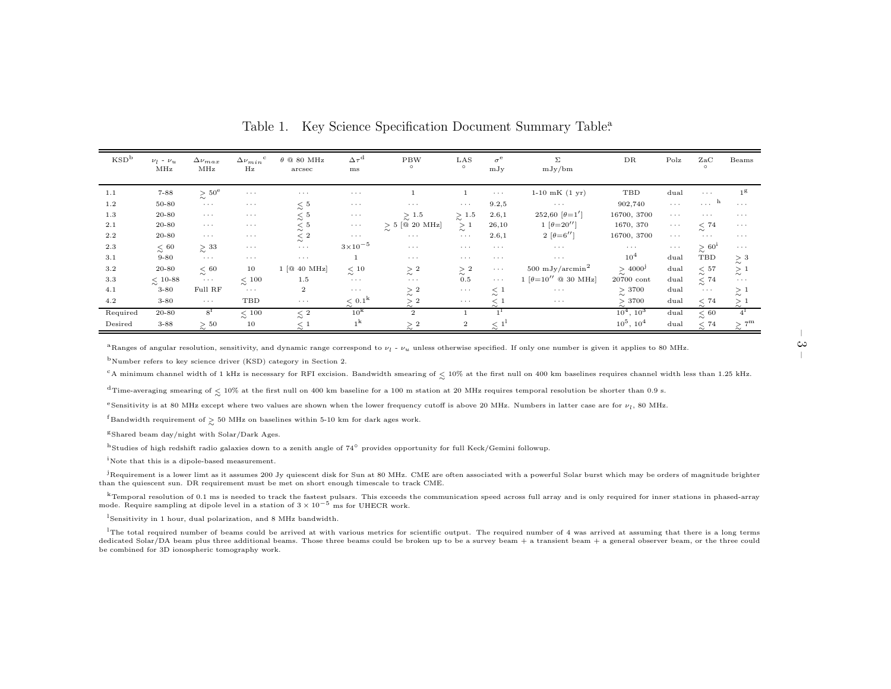Table 1. Key Science Specification Document Summary Table.[a]

| KSD[b] | $\nu_l$ - $\nu_u$ MHz | $\Delta\nu_{max}$ MHz | $\Delta\nu_{min}$[c] Hz | $\theta$ @ 80 MHz arcsec | $\Delta\tau$[d] ms | PBW $^\circ$ | LAS $^\circ$ | $\sigma$[e] mJy | $\Sigma$ mJy/bm | DR | Polz | ZaC $^\circ$ | Beams |
|---|---|---|---|---|---|---|---|---|---|---|---|---|---|
| 1.1 | 7-88 | $\gtrsim 50$[e] | ··· | ··· | ··· | 1 | 1 | ··· | 1-10 mK (1 yr) | TBD | dual | ··· | 1[g] |
| 1.2 | 50-80 | ··· | ··· | $\lesssim 5$ | ··· | ··· | ··· | 9.2,5 | ··· | 902,740 | ··· | ···[h] | ··· |
| 1.3 | 20-80 | ··· | ··· | $\lesssim 5$ | ··· | $\gtrsim 1.5$ | $\gtrsim 1.5$ | 2.6,1 | 252,60 [$\theta$=1′] | 16700, 3700 | ··· | ··· | ··· |
| 2.1 | 20-80 | ··· | ··· | $\lesssim 5$ | ··· | $\gtrsim 5$ [@ 20 MHz] | $\gtrsim 1$ | 26,10 | 1 [$\theta$=20″] | 1670, 370 | ··· | $\lesssim 74$ | ··· |
| 2.2 | 20-80 | ··· | ··· | $\lesssim 2$ | ··· | ··· | ··· | 2.6,1 | 2 [$\theta$=6″] | 16700, 3700 | ··· | ··· | ··· |
| 2.3 | $\lesssim 60$ | $\gtrsim 33$ | ··· | ··· | $3\times10^{-5}$ | ··· | ··· | ··· | ··· | ··· | ··· | $\gtrsim 60$[i] | ··· |
| 3.1 | 9-80 | ··· | ··· | ··· | 1 | ··· | ··· | ··· | ··· | $10^4$ | dual | TBD | $\gtrsim 3$ |
| 3.2 | 20-80 | $\lesssim 60$ | 10 | 1 [@ 40 MHz] | $\lesssim 10$ | $\gtrsim 2$ | $\gtrsim 2$ | ··· | 500 mJy/arcmin$^2$ | $\gtrsim 4000$[j] | dual | $\lesssim 57$ | $\gtrsim 1$ |
| 3.3 | $\lesssim$ 10-88 | ··· | $\lesssim 100$ | 1.5 | ··· | ··· | 0.5 | ··· | 1 [$\theta$=10″ @ 30 MHz] | 20700 cont | dual | $\lesssim 74$ | ··· |
| 4.1 | 3-80 | Full RF | ··· | 2 | ··· | $\gtrsim 2$ | ··· | $\lesssim 1$ | ··· | $\gtrsim 3700$ | dual | ··· | $\gtrsim 1$ |
| 4.2 | 3-80 | ··· | TBD | ··· | $\lesssim 0.1$[k] | $\gtrsim 2$ | ··· | $\lesssim 1$ | ··· | $\gtrsim 3700$ | dual | $\lesssim 74$ | $\gtrsim 1$ |
| Required | 20-80 | 8[f] | $\lesssim 100$ | $\lesssim 2$ | $10^k$ | 2 | 1 | 1[l] | | $10^4$, $10^3$ | dual | $\lesssim 60$ | 4[l] |
| Desired | 3-88 | $\gtrsim 50$ | 10 | $\lesssim 1$ | $1^k$ | $\gtrsim 2$ | 2 | $\lesssim 1$[l] | | $10^5$, $10^4$ | dual | $\lesssim 74$ | $\gtrsim 7$[m] |

[a]Ranges of angular resolution, sensitivity, and dynamic range correspond to $\nu_l$ - $\nu_u$ unless otherwise specified. If only one number is given it applies to 80 MHz.

[b]Number refers to key science driver (KSD) category in Section 2.

[c]A minimum channel width of 1 kHz is necessary for RFI excision. Bandwidth smearing of $\lesssim$ 10% at the first null on 400 km baselines requires channel width less than 1.25 kHz.

[d]Time-averaging smearing of $\lesssim$ 10% at the first null on 400 km baseline for a 100 m station at 20 MHz requires temporal resolution be shorter than 0.9 s.

[e]Sensitivity is at 80 MHz except where two values are shown when the lower frequency cutoff is above 20 MHz. Numbers in latter case are for $\nu_l$, 80 MHz.

[f]Bandwidth requirement of $\gtrsim$ 50 MHz on baselines within 5-10 km for dark ages work.

[g]Shared beam day/night with Solar/Dark Ages.

[h]Studies of high redshift radio galaxies down to a zenith angle of 74° provides opportunity for full Keck/Gemini followup.

[i]Note that this is a dipole-based measurement.

[j]Requirement is a lower limt as it assumes 200 Jy quiescent disk for Sun at 80 MHz. CME are often associated with a powerful Solar burst which may be orders of magnitude brighter than the quiescent sun. DR requirement must be met on short enough timescale to track CME.

[k]Temporal resolution of 0.1 ms is needed to track the fastest pulsars. This exceeds the communication speed across full array and is only required for inner stations in phased-array mode. Require sampling at dipole level in a station of $3 \times 10^{-5}$ ms for UHECR work.

[l]Sensitivity in 1 hour, dual polarization, and 8 MHz bandwidth.

[l]The total required number of beams could be arrived at with various metrics for scientific output. The required number of 4 was arrived at assuming that there is a long terms dedicated Solar/DA beam plus three additional beams. Those three beams could be broken up to be a survey beam + a transient beam + a general observer beam, or the three could be combined for 3D ionospheric tomography work.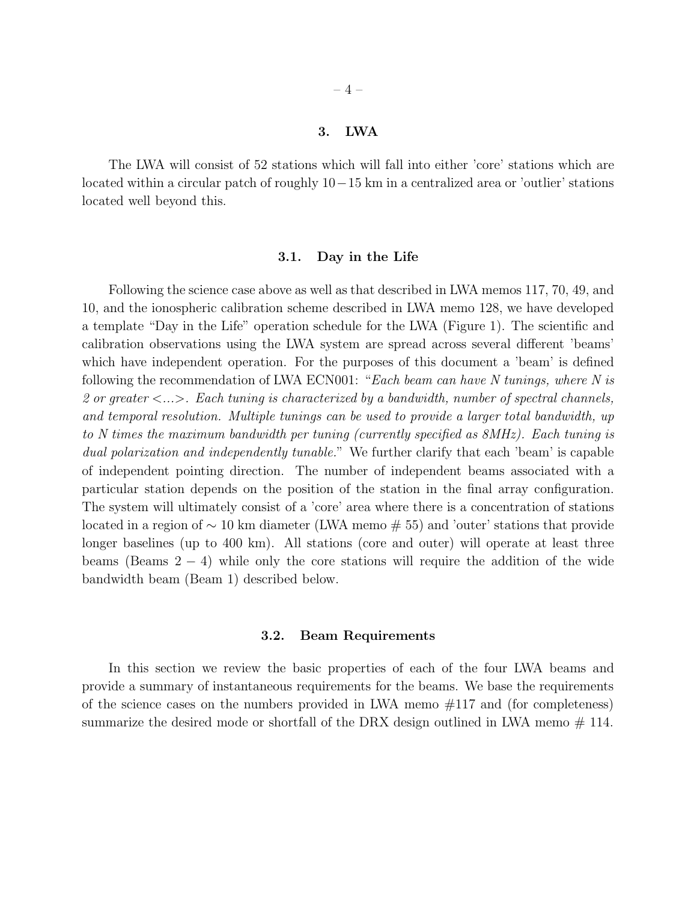# 3. LWA

The LWA will consist of 52 stations which will fall into either 'core' stations which are located within a circular patch of roughly $10-15$ km in a centralized area or 'outlier' stations located well beyond this.

## 3.1. Day in the Life

Following the science case above as well as that described in LWA memos 117, 70, 49, and 10, and the ionospheric calibration scheme described in LWA memo 128, we have developed a template "Day in the Life" operation schedule for the LWA (Figure 1). The scientific and calibration observations using the LWA system are spread across several different 'beams' which have independent operation. For the purposes of this document a 'beam' is defined following the recommendation of LWA ECN001: "*Each beam can have N tunings, where N is 2 or greater <...>. Each tuning is characterized by a bandwidth, number of spectral channels, and temporal resolution. Multiple tunings can be used to provide a larger total bandwidth, up to N times the maximum bandwidth per tuning (currently specified as 8MHz). Each tuning is dual polarization and independently tunable.*" We further clarify that each 'beam' is capable of independent pointing direction. The number of independent beams associated with a particular station depends on the position of the station in the final array configuration. The system will ultimately consist of a 'core' area where there is a concentration of stations located in a region of $\sim 10$ km diameter (LWA memo # 55) and 'outer' stations that provide longer baselines (up to 400 km). All stations (core and outer) will operate at least three beams (Beams $2-4$) while only the core stations will require the addition of the wide bandwidth beam (Beam 1) described below.

## 3.2. Beam Requirements

In this section we review the basic properties of each of the four LWA beams and provide a summary of instantaneous requirements for the beams. We base the requirements of the science cases on the numbers provided in LWA memo #117 and (for completeness) summarize the desired mode or shortfall of the DRX design outlined in LWA memo # 114.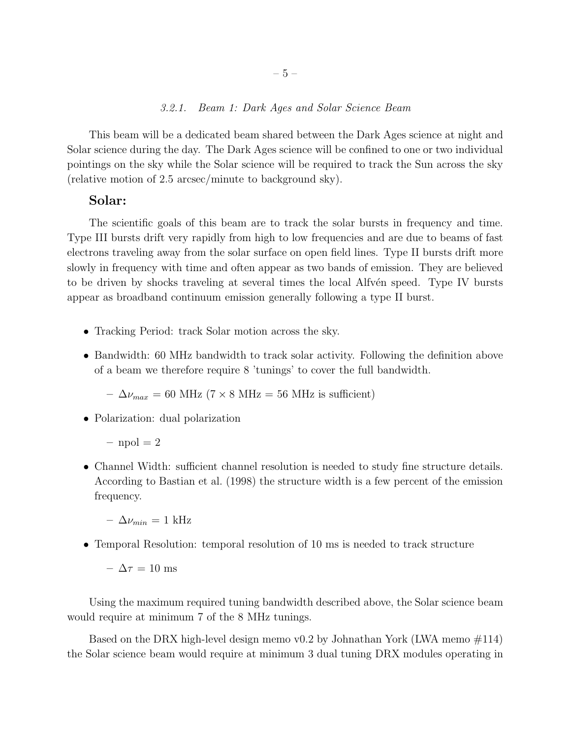#### *3.2.1. Beam 1: Dark Ages and Solar Science Beam*

This beam will be a dedicated beam shared between the Dark Ages science at night and Solar science during the day. The Dark Ages science will be confined to one or two individual pointings on the sky while the Solar science will be required to track the Sun across the sky (relative motion of 2.5 arcsec/minute to background sky).

**Solar:**

The scientific goals of this beam are to track the solar bursts in frequency and time. Type III bursts drift very rapidly from high to low frequencies and are due to beams of fast electrons traveling away from the solar surface on open field lines. Type II bursts drift more slowly in frequency with time and often appear as two bands of emission. They are believed to be driven by shocks traveling at several times the local Alfvén speed. Type IV bursts appear as broadband continuum emission generally following a type II burst.

- Tracking Period: track Solar motion across the sky.
- Bandwidth: 60 MHz bandwidth to track solar activity. Following the definition above of a beam we therefore require 8 'tunings' to cover the full bandwidth.
  - $\Delta\nu_{max}$ = 60 MHz (7 × 8 MHz = 56 MHz is sufficient)
- Polarization: dual polarization
  - npol = 2
- Channel Width: sufficient channel resolution is needed to study fine structure details. According to Bastian et al. (1998) the structure width is a few percent of the emission frequency.
  - $\Delta\nu_{min}$ = 1 kHz
- Temporal Resolution: temporal resolution of 10 ms is needed to track structure
  - $\Delta\tau$ = 10 ms

Using the maximum required tuning bandwidth described above, the Solar science beam would require at minimum 7 of the 8 MHz tunings.

Based on the DRX high-level design memo v0.2 by Johnathan York (LWA memo #114) the Solar science beam would require at minimum 3 dual tuning DRX modules operating in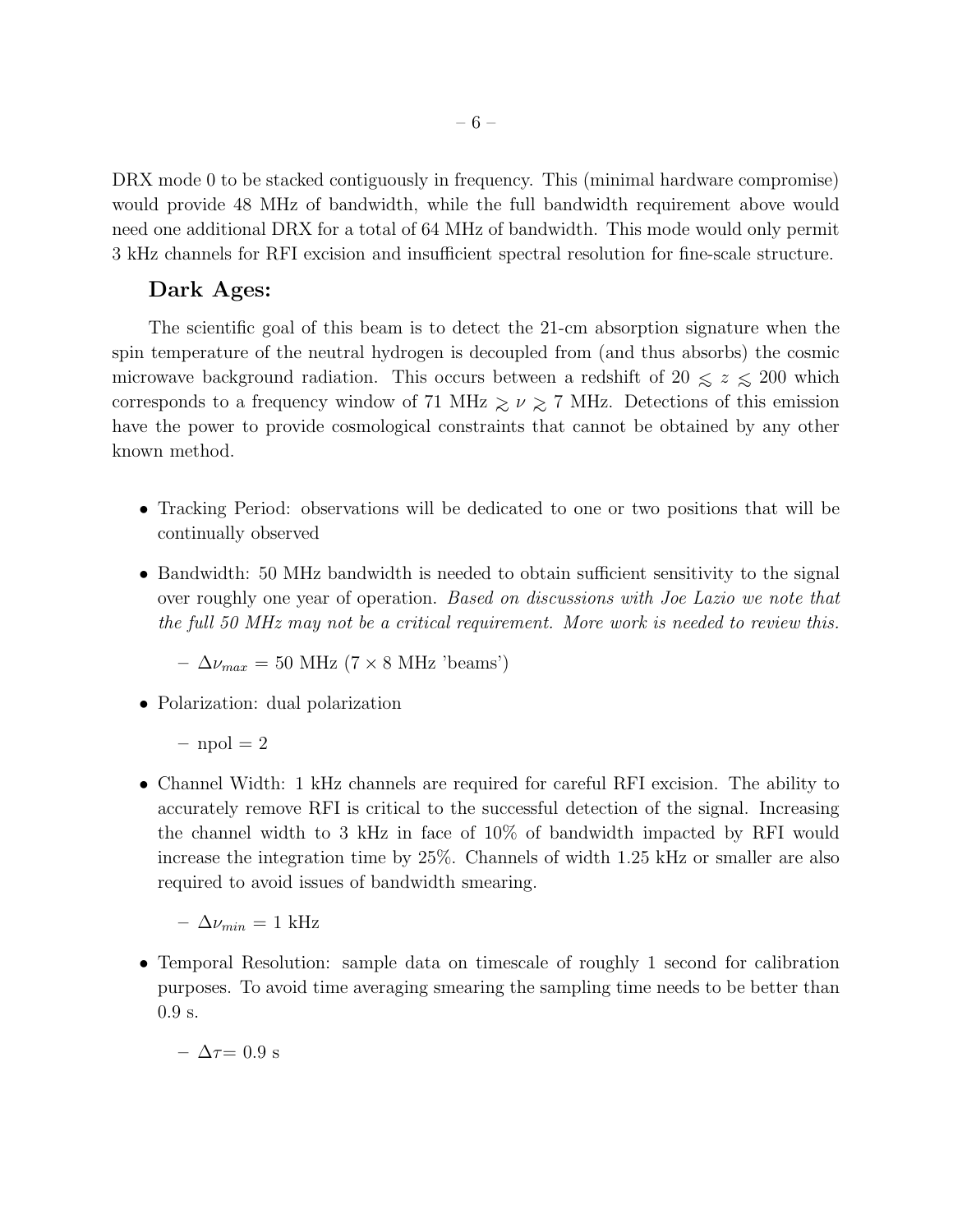DRX mode 0 to be stacked contiguously in frequency. This (minimal hardware compromise) would provide 48 MHz of bandwidth, while the full bandwidth requirement above would need one additional DRX for a total of 64 MHz of bandwidth. This mode would only permit 3 kHz channels for RFI excision and insufficient spectral resolution for fine-scale structure.

### Dark Ages:

The scientific goal of this beam is to detect the 21-cm absorption signature when the spin temperature of the neutral hydrogen is decoupled from (and thus absorbs) the cosmic microwave background radiation. This occurs between a redshift of $20 \lesssim z \lesssim 200$ which corresponds to a frequency window of 71 MHz $\gtrsim \nu \gtrsim$ 7 MHz. Detections of this emission have the power to provide cosmological constraints that cannot be obtained by any other known method.

- Tracking Period: observations will be dedicated to one or two positions that will be continually observed
- Bandwidth: 50 MHz bandwidth is needed to obtain sufficient sensitivity to the signal over roughly one year of operation. *Based on discussions with Joe Lazio we note that the full 50 MHz may not be a critical requirement. More work is needed to review this.*
  - $\Delta\nu_{max}$ = 50 MHz (7 × 8 MHz 'beams')
- Polarization: dual polarization
  - npol = 2
- Channel Width: 1 kHz channels are required for careful RFI excision. The ability to accurately remove RFI is critical to the successful detection of the signal. Increasing the channel width to 3 kHz in face of 10% of bandwidth impacted by RFI would increase the integration time by 25%. Channels of width 1.25 kHz or smaller are also required to avoid issues of bandwidth smearing.
  - $\Delta\nu_{min}$ = 1 kHz
- Temporal Resolution: sample data on timescale of roughly 1 second for calibration purposes. To avoid time averaging smearing the sampling time needs to be better than 0.9 s.
  - $\Delta\tau$= 0.9 s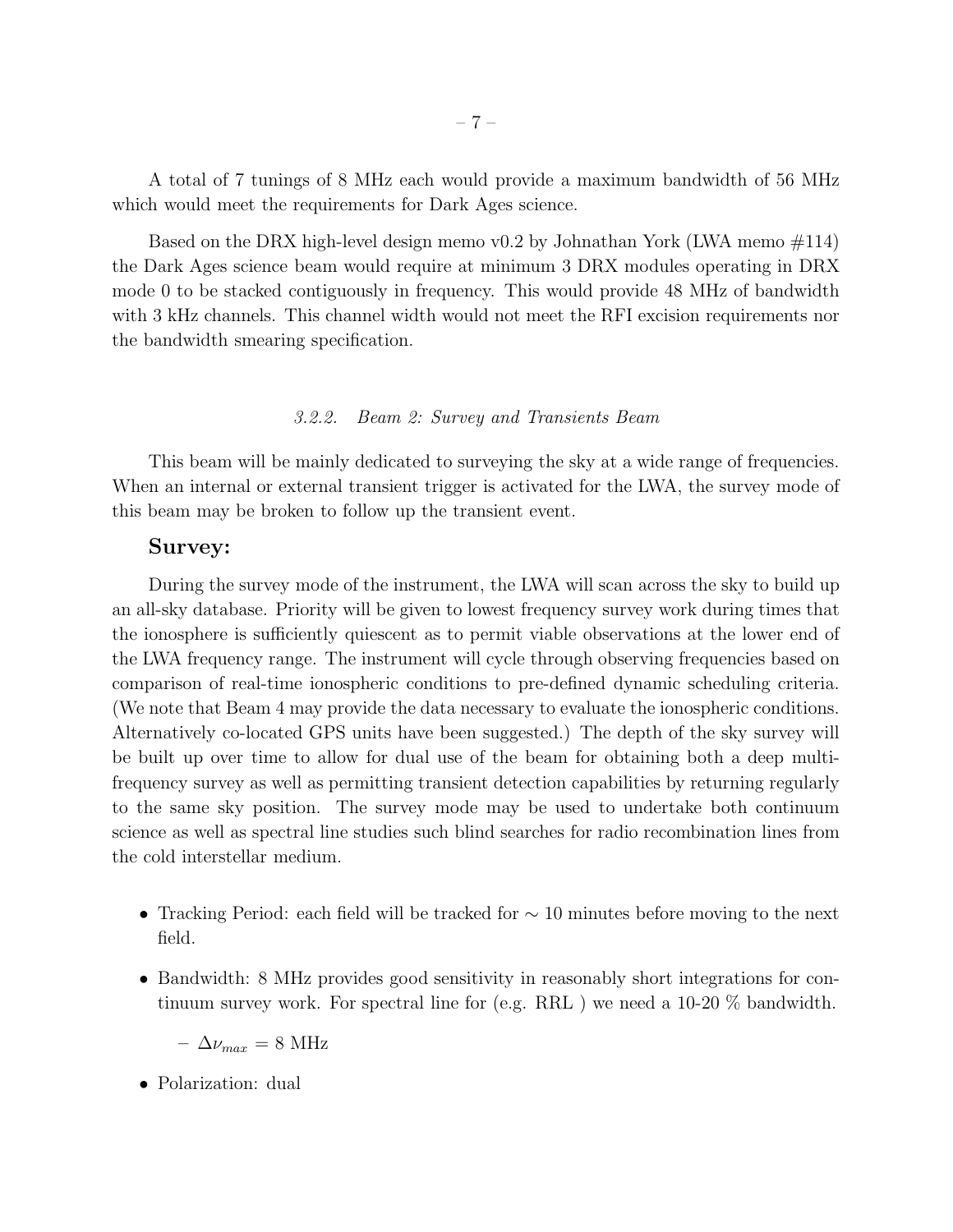A total of 7 tunings of 8 MHz each would provide a maximum bandwidth of 56 MHz which would meet the requirements for Dark Ages science.

Based on the DRX high-level design memo v0.2 by Johnathan York (LWA memo #114) the Dark Ages science beam would require at minimum 3 DRX modules operating in DRX mode 0 to be stacked contiguously in frequency. This would provide 48 MHz of bandwidth with 3 kHz channels. This channel width would not meet the RFI excision requirements nor the bandwidth smearing specification.

#### *3.2.2. Beam 2: Survey and Transients Beam*

This beam will be mainly dedicated to surveying the sky at a wide range of frequencies. When an internal or external transient trigger is activated for the LWA, the survey mode of this beam may be broken to follow up the transient event.

**Survey:**

During the survey mode of the instrument, the LWA will scan across the sky to build up an all-sky database. Priority will be given to lowest frequency survey work during times that the ionosphere is sufficiently quiescent as to permit viable observations at the lower end of the LWA frequency range. The instrument will cycle through observing frequencies based on comparison of real-time ionospheric conditions to pre-defined dynamic scheduling criteria. (We note that Beam 4 may provide the data necessary to evaluate the ionospheric conditions. Alternatively co-located GPS units have been suggested.) The depth of the sky survey will be built up over time to allow for dual use of the beam for obtaining both a deep multi-frequency survey as well as permitting transient detection capabilities by returning regularly to the same sky position. The survey mode may be used to undertake both continuum science as well as spectral line studies such blind searches for radio recombination lines from the cold interstellar medium.

- Tracking Period: each field will be tracked for $\sim 10$ minutes before moving to the next field.
- Bandwidth: 8 MHz provides good sensitivity in reasonably short integrations for continuum survey work. For spectral line for (e.g. RRL ) we need a 10-20 % bandwidth.
  - $\Delta\nu_{max} = 8$ MHz
- Polarization: dual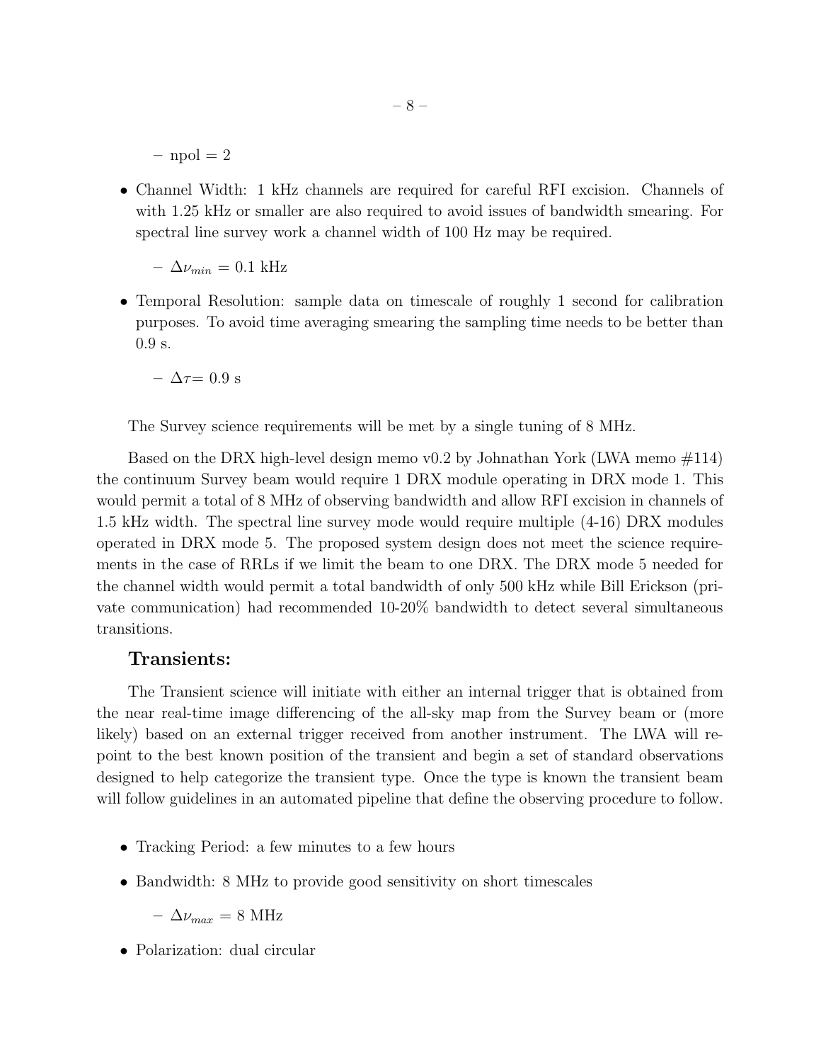- npol = 2

- Channel Width: 1 kHz channels are required for careful RFI excision. Channels of with 1.25 kHz or smaller are also required to avoid issues of bandwidth smearing. For spectral line survey work a channel width of 100 Hz may be required.

  - $\Delta\nu_{min}$ = 0.1 kHz

- Temporal Resolution: sample data on timescale of roughly 1 second for calibration purposes. To avoid time averaging smearing the sampling time needs to be better than 0.9 s.

  - $\Delta\tau$= 0.9 s

The Survey science requirements will be met by a single tuning of 8 MHz.

Based on the DRX high-level design memo v0.2 by Johnathan York (LWA memo #114) the continuum Survey beam would require 1 DRX module operating in DRX mode 1. This would permit a total of 8 MHz of observing bandwidth and allow RFI excision in channels of 1.5 kHz width. The spectral line survey mode would require multiple (4-16) DRX modules operated in DRX mode 5. The proposed system design does not meet the science requirements in the case of RRLs if we limit the beam to one DRX. The DRX mode 5 needed for the channel width would permit a total bandwidth of only 500 kHz while Bill Erickson (private communication) had recommended 10-20% bandwidth to detect several simultaneous transitions.

## Transients:

The Transient science will initiate with either an internal trigger that is obtained from the near real-time image differencing of the all-sky map from the Survey beam or (more likely) based on an external trigger received from another instrument. The LWA will repoint to the best known position of the transient and begin a set of standard observations designed to help categorize the transient type. Once the type is known the transient beam will follow guidelines in an automated pipeline that define the observing procedure to follow.

- Tracking Period: a few minutes to a few hours

- Bandwidth: 8 MHz to provide good sensitivity on short timescales

  - $\Delta\nu_{max}$ = 8 MHz

- Polarization: dual circular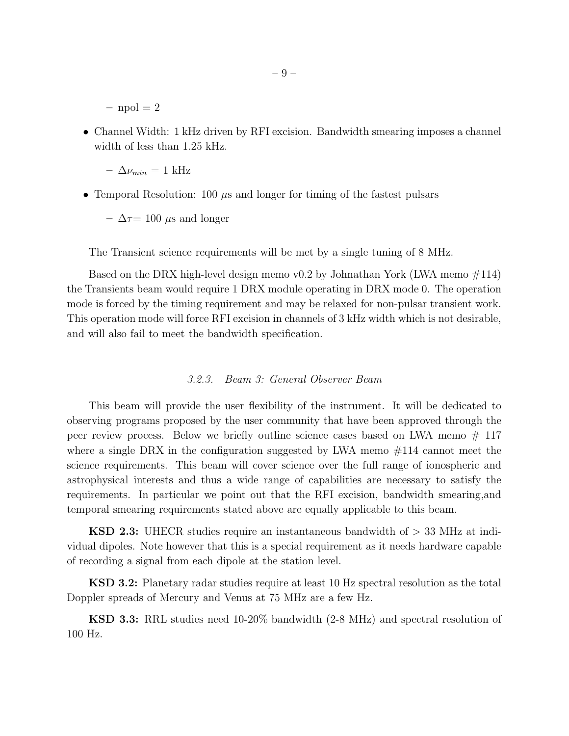- npol = 2

- Channel Width: 1 kHz driven by RFI excision. Bandwidth smearing imposes a channel width of less than 1.25 kHz.

  - $\Delta\nu_{min}$ = 1 kHz

- Temporal Resolution: 100 $\mu$s and longer for timing of the fastest pulsars

  - $\Delta\tau$= 100 $\mu$s and longer

The Transient science requirements will be met by a single tuning of 8 MHz.

Based on the DRX high-level design memo v0.2 by Johnathan York (LWA memo #114) the Transients beam would require 1 DRX module operating in DRX mode 0. The operation mode is forced by the timing requirement and may be relaxed for non-pulsar transient work. This operation mode will force RFI excision in channels of 3 kHz width which is not desirable, and will also fail to meet the bandwidth specification.

### *3.2.3. Beam 3: General Observer Beam*

This beam will provide the user flexibility of the instrument. It will be dedicated to observing programs proposed by the user community that have been approved through the peer review process. Below we briefly outline science cases based on LWA memo # 117 where a single DRX in the configuration suggested by LWA memo #114 cannot meet the science requirements. This beam will cover science over the full range of ionospheric and astrophysical interests and thus a wide range of capabilities are necessary to satisfy the requirements. In particular we point out that the RFI excision, bandwidth smearing,and temporal smearing requirements stated above are equally applicable to this beam.

**KSD 2.3:** UHECR studies require an instantaneous bandwidth of > 33 MHz at individual dipoles. Note however that this is a special requirement as it needs hardware capable of recording a signal from each dipole at the station level.

**KSD 3.2:** Planetary radar studies require at least 10 Hz spectral resolution as the total Doppler spreads of Mercury and Venus at 75 MHz are a few Hz.

**KSD 3.3:** RRL studies need 10-20% bandwidth (2-8 MHz) and spectral resolution of 100 Hz.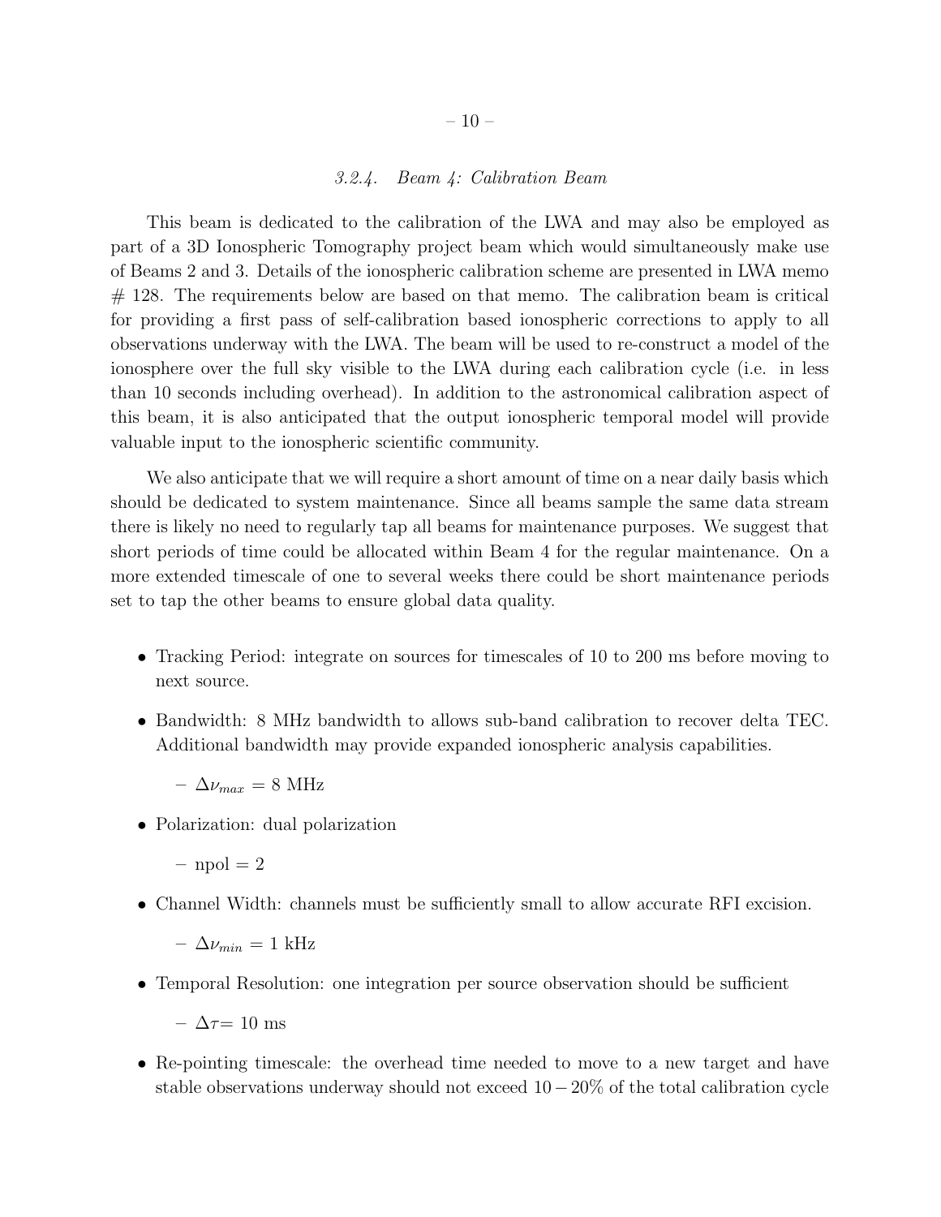#### 3.2.4. *Beam 4: Calibration Beam*

This beam is dedicated to the calibration of the LWA and may also be employed as part of a 3D Ionospheric Tomography project beam which would simultaneously make use of Beams 2 and 3. Details of the ionospheric calibration scheme are presented in LWA memo # 128. The requirements below are based on that memo. The calibration beam is critical for providing a first pass of self-calibration based ionospheric corrections to apply to all observations underway with the LWA. The beam will be used to re-construct a model of the ionosphere over the full sky visible to the LWA during each calibration cycle (i.e. in less than 10 seconds including overhead). In addition to the astronomical calibration aspect of this beam, it is also anticipated that the output ionospheric temporal model will provide valuable input to the ionospheric scientific community.

We also anticipate that we will require a short amount of time on a near daily basis which should be dedicated to system maintenance. Since all beams sample the same data stream there is likely no need to regularly tap all beams for maintenance purposes. We suggest that short periods of time could be allocated within Beam 4 for the regular maintenance. On a more extended timescale of one to several weeks there could be short maintenance periods set to tap the other beams to ensure global data quality.

- Tracking Period: integrate on sources for timescales of 10 to 200 ms before moving to next source.
- Bandwidth: 8 MHz bandwidth to allows sub-band calibration to recover delta TEC. Additional bandwidth may provide expanded ionospheric analysis capabilities.
  - $\Delta\nu_{max}$ = 8 MHz
- Polarization: dual polarization
  - npol = 2
- Channel Width: channels must be sufficiently small to allow accurate RFI excision.
  - $\Delta\nu_{min}$ = 1 kHz
- Temporal Resolution: one integration per source observation should be sufficient
  - $\Delta\tau$= 10 ms
- Re-pointing timescale: the overhead time needed to move to a new target and have stable observations underway should not exceed $10-20\%$ of the total calibration cycle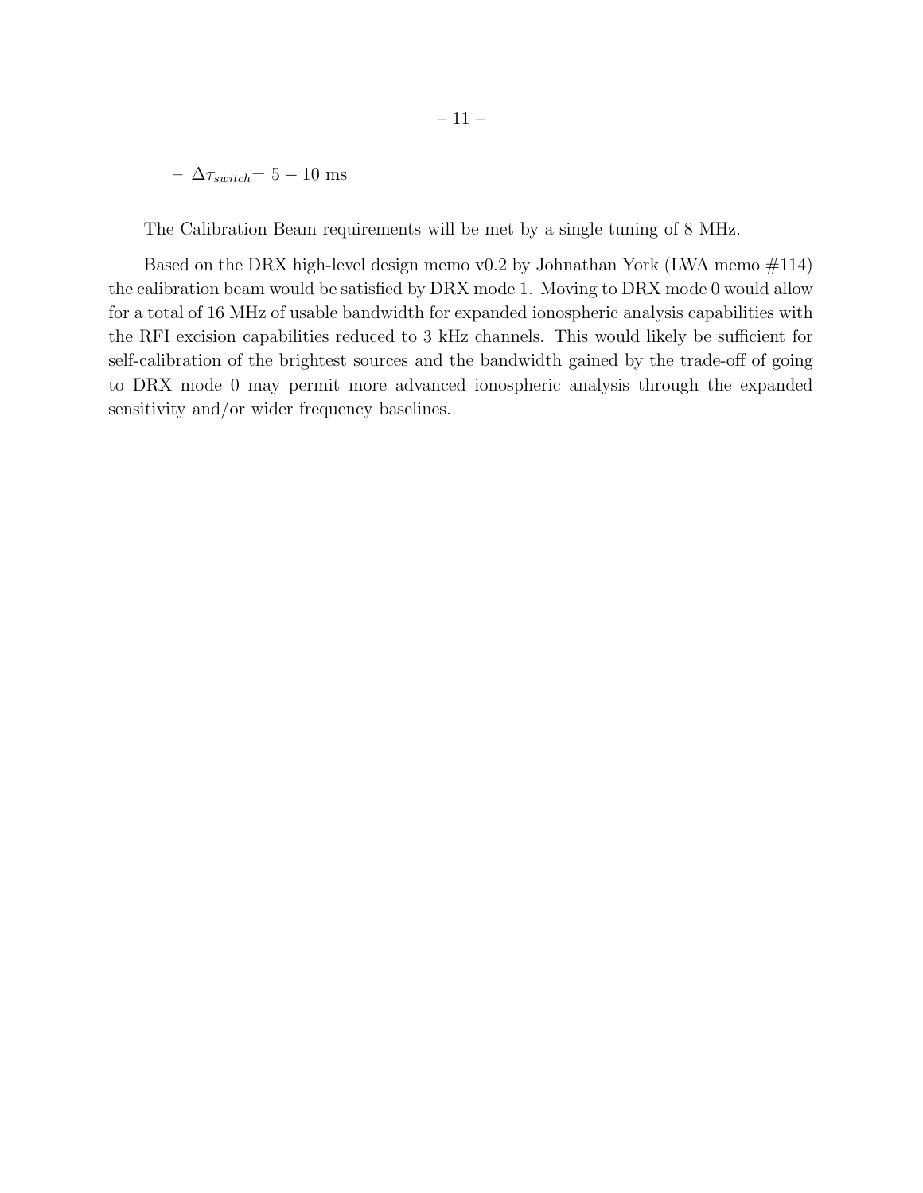- $\Delta\tau_{switch}$= 5 – 10 ms

The Calibration Beam requirements will be met by a single tuning of 8 MHz.

Based on the DRX high-level design memo v0.2 by Johnathan York (LWA memo #114) the calibration beam would be satisfied by DRX mode 1. Moving to DRX mode 0 would allow for a total of 16 MHz of usable bandwidth for expanded ionospheric analysis capabilities with the RFI excision capabilities reduced to 3 kHz channels. This would likely be sufficient for self-calibration of the brightest sources and the bandwidth gained by the trade-off of going to DRX mode 0 may permit more advanced ionospheric analysis through the expanded sensitivity and/or wider frequency baselines.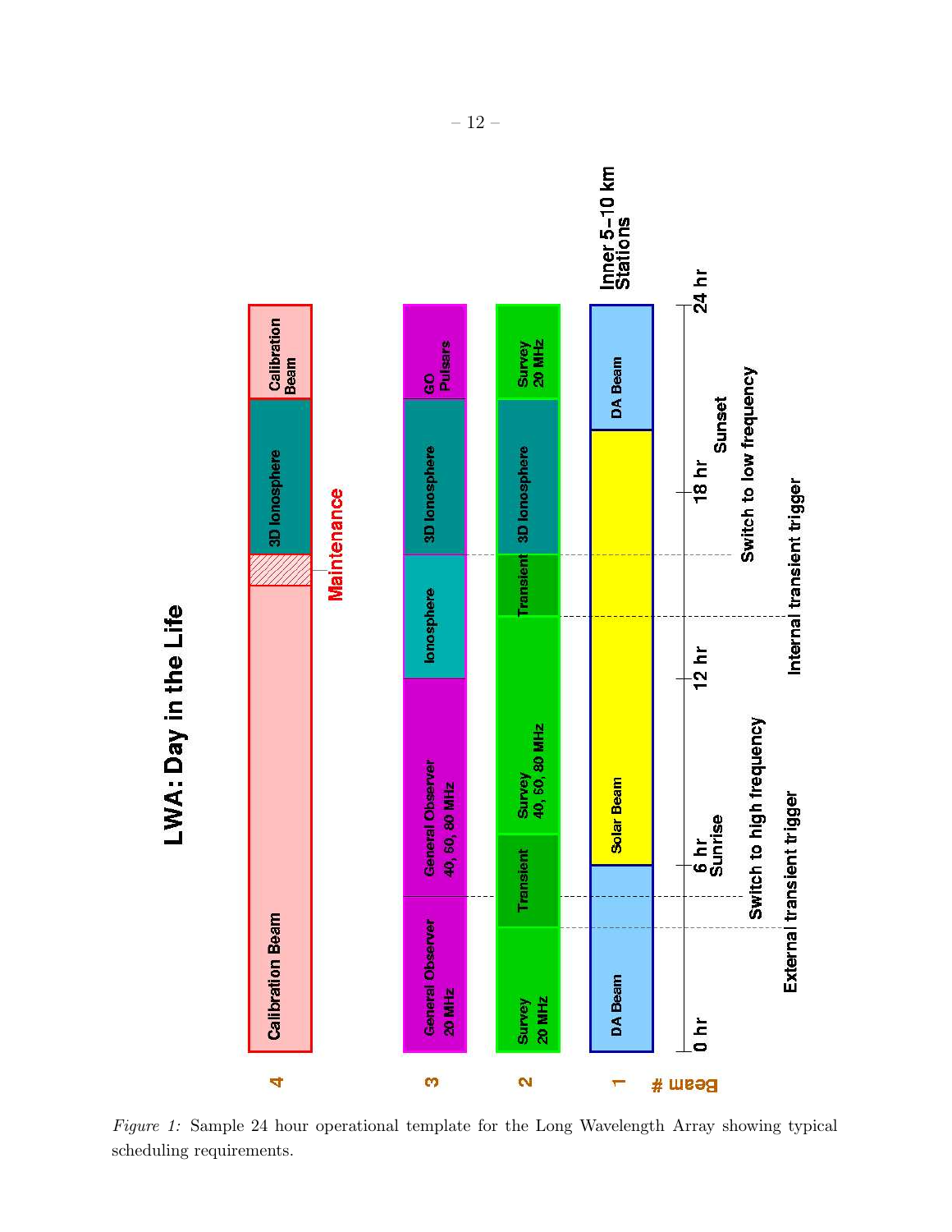*Figure 1:* Sample 24 hour operational template for the Long Wavelength Array showing typical scheduling requirements.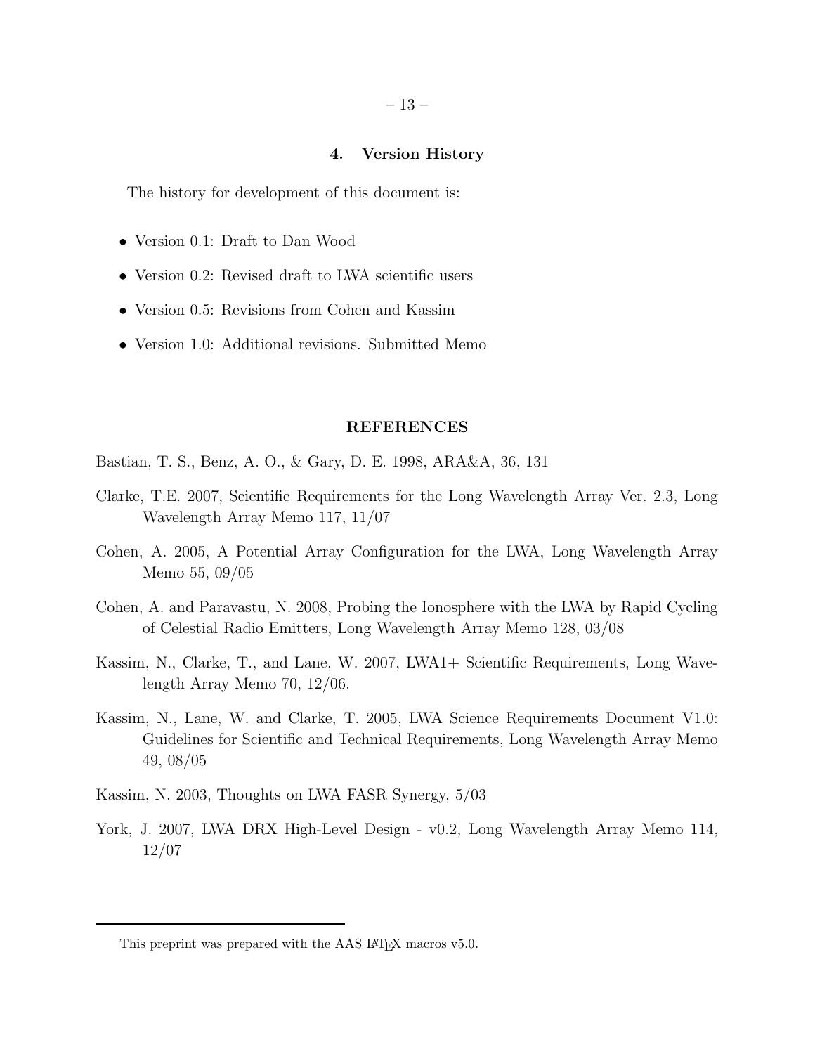## 4. Version History

The history for development of this document is:

- Version 0.1: Draft to Dan Wood
- Version 0.2: Revised draft to LWA scientific users
- Version 0.5: Revisions from Cohen and Kassim
- Version 1.0: Additional revisions. Submitted Memo

## REFERENCES

Bastian, T. S., Benz, A. O., & Gary, D. E. 1998, ARA&A, 36, 131

Clarke, T.E. 2007, Scientific Requirements for the Long Wavelength Array Ver. 2.3, Long Wavelength Array Memo 117, 11/07

Cohen, A. 2005, A Potential Array Configuration for the LWA, Long Wavelength Array Memo 55, 09/05

Cohen, A. and Paravastu, N. 2008, Probing the Ionosphere with the LWA by Rapid Cycling of Celestial Radio Emitters, Long Wavelength Array Memo 128, 03/08

Kassim, N., Clarke, T., and Lane, W. 2007, LWA1+ Scientific Requirements, Long Wavelength Array Memo 70, 12/06.

Kassim, N., Lane, W. and Clarke, T. 2005, LWA Science Requirements Document V1.0: Guidelines for Scientific and Technical Requirements, Long Wavelength Array Memo 49, 08/05

Kassim, N. 2003, Thoughts on LWA FASR Synergy, 5/03

York, J. 2007, LWA DRX High-Level Design - v0.2, Long Wavelength Array Memo 114, 12/07

This preprint was prepared with the AAS LaTeX macros v5.0.